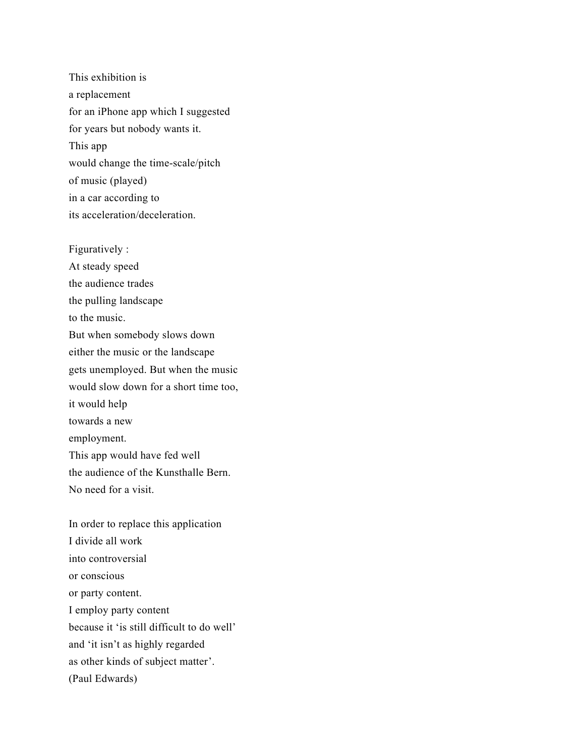This exhibition is  
a replacement  
for an iPhone app which I suggested  
for years but nobody wants it.  
This app  
would change the time-scale/pitch  
of music (played)  
in a car according to  
its acceleration/deceleration.

Figuratively :  
At steady speed  
the audience trades  
the pulling landscape  
to the music.  
But when somebody slows down  
either the music or the landscape  
gets unemployed. But when the music  
would slow down for a short time too,  
it would help  
towards a new  
employment.  
This app would have fed well  
the audience of the Kunsthalle Bern.  
No need for a visit.

In order to replace this application  
I divide all work  
into controversial  
or conscious  
or party content.  
I employ party content  
because it 'is still difficult to do well'  
and 'it isn't as highly regarded  
as other kinds of subject matter'.  
(Paul Edwards)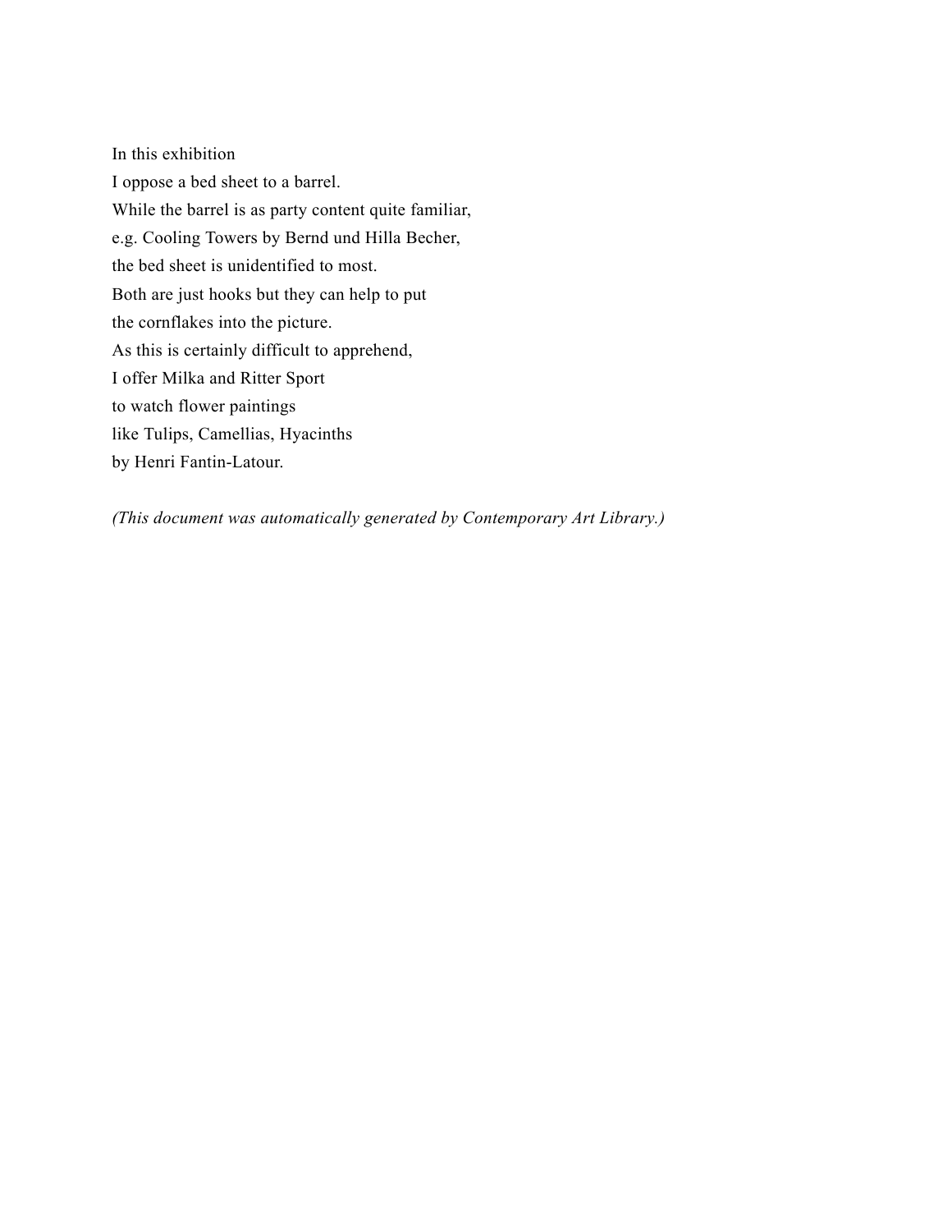In this exhibition  
I oppose a bed sheet to a barrel.  
While the barrel is as party content quite familiar,  
e.g. Cooling Towers by Bernd und Hilla Becher,  
the bed sheet is unidentified to most.  
Both are just hooks but they can help to put  
the cornflakes into the picture.  
As this is certainly difficult to apprehend,  
I offer Milka and Ritter Sport  
to watch flower paintings  
like Tulips, Camellias, Hyacinths  
by Henri Fantin-Latour.

*(This document was automatically generated by Contemporary Art Library.)*